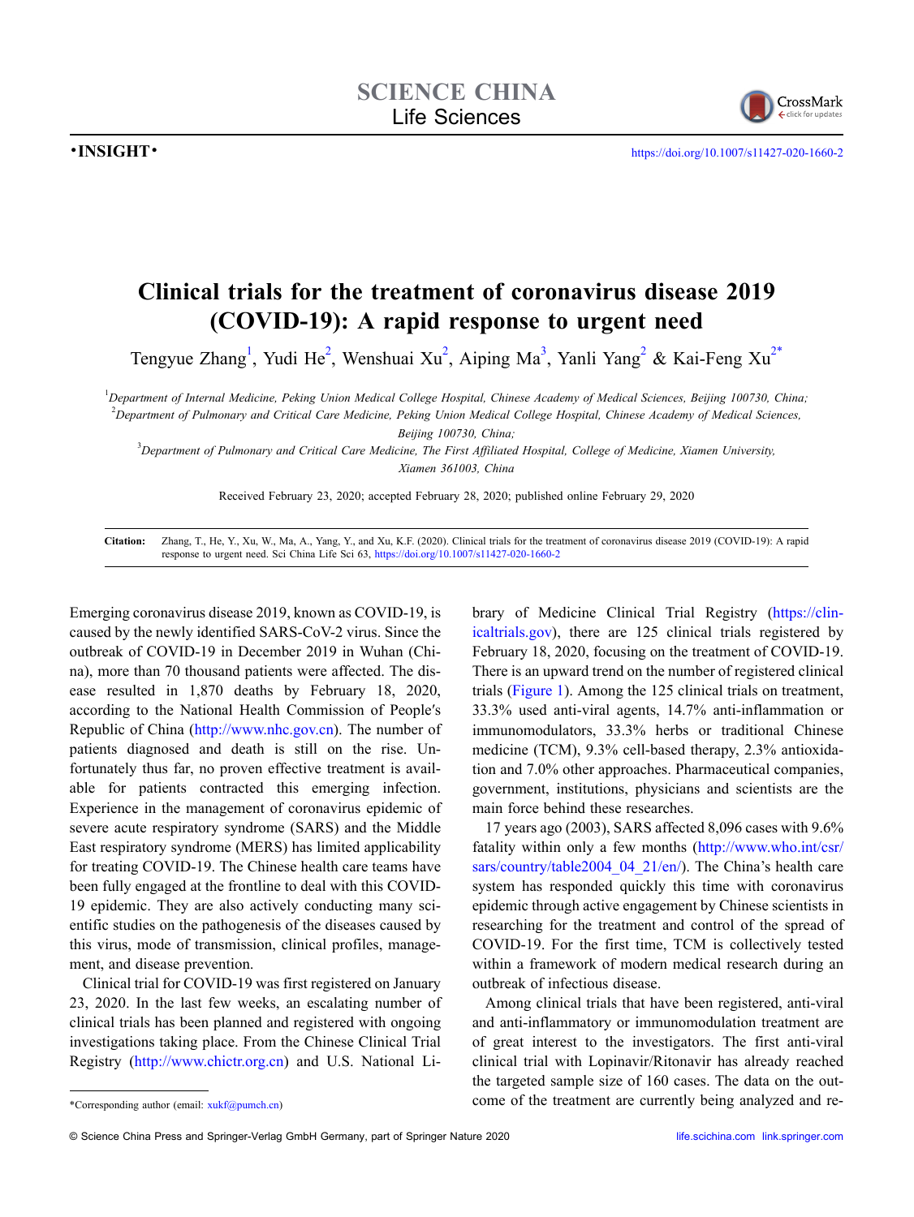•INSIGHT•

https://doi.org/10.1007/s11427-020-1660-2

# Clinical trials for the treatment of coronavirus disease 2019 (COVID-19): A rapid response to urgent need

Tengyue Zhang[1], Yudi He[2], Wenshuai Xu[2], Aiping Ma[3], Yanli Yang[2] & Kai-Feng Xu[2*]

[1]*Department of Internal Medicine, Peking Union Medical College Hospital, Chinese Academy of Medical Sciences, Beijing 100730, China;*
[2]*Department of Pulmonary and Critical Care Medicine, Peking Union Medical College Hospital, Chinese Academy of Medical Sciences, Beijing 100730, China;*
[3]*Department of Pulmonary and Critical Care Medicine, The First Affiliated Hospital, College of Medicine, Xiamen University, Xiamen 361003, China*

Received February 23, 2020; accepted February 28, 2020; published online February 29, 2020

**Citation:** Zhang, T., He, Y., Xu, W., Ma, A., Yang, Y., and Xu, K.F. (2020). Clinical trials for the treatment of coronavirus disease 2019 (COVID-19): A rapid response to urgent need. Sci China Life Sci 63, https://doi.org/10.1007/s11427-020-1660-2

Emerging coronavirus disease 2019, known as COVID-19, is caused by the newly identified SARS-CoV-2 virus. Since the outbreak of COVID-19 in December 2019 in Wuhan (China), more than 70 thousand patients were affected. The disease resulted in 1,870 deaths by February 18, 2020, according to the National Health Commission of People′s Republic of China (http://www.nhc.gov.cn). The number of patients diagnosed and death is still on the rise. Unfortunately thus far, no proven effective treatment is available for patients contracted this emerging infection. Experience in the management of coronavirus epidemic of severe acute respiratory syndrome (SARS) and the Middle East respiratory syndrome (MERS) has limited applicability for treating COVID-19. The Chinese health care teams have been fully engaged at the frontline to deal with this COVID-19 epidemic. They are also actively conducting many scientific studies on the pathogenesis of the diseases caused by this virus, mode of transmission, clinical profiles, management, and disease prevention.

Clinical trial for COVID-19 was first registered on January 23, 2020. In the last few weeks, an escalating number of clinical trials has been planned and registered with ongoing investigations taking place. From the Chinese Clinical Trial Registry (http://www.chictr.org.cn) and U.S. National Library of Medicine Clinical Trial Registry (https://clinicaltrials.gov), there are 125 clinical trials registered by February 18, 2020, focusing on the treatment of COVID-19. There is an upward trend on the number of registered clinical trials (Figure 1). Among the 125 clinical trials on treatment, 33.3% used anti-viral agents, 14.7% anti-inflammation or immunomodulators, 33.3% herbs or traditional Chinese medicine (TCM), 9.3% cell-based therapy, 2.3% antioxidation and 7.0% other approaches. Pharmaceutical companies, government, institutions, physicians and scientists are the main force behind these researches.

17 years ago (2003), SARS affected 8,096 cases with 9.6% fatality within only a few months (http://www.who.int/csr/sars/country/table2004_04_21/en/). The China's health care system has responded quickly this time with coronavirus epidemic through active engagement by Chinese scientists in researching for the treatment and control of the spread of COVID-19. For the first time, TCM is collectively tested within a framework of modern medical research during an outbreak of infectious disease.

Among clinical trials that have been registered, anti-viral and anti-inflammatory or immunomodulation treatment are of great interest to the investigators. The first anti-viral clinical trial with Lopinavir/Ritonavir has already reached the targeted sample size of 160 cases. The data on the outcome of the treatment are currently being analyzed and re-

*Corresponding author (email: xukf@pumch.cn)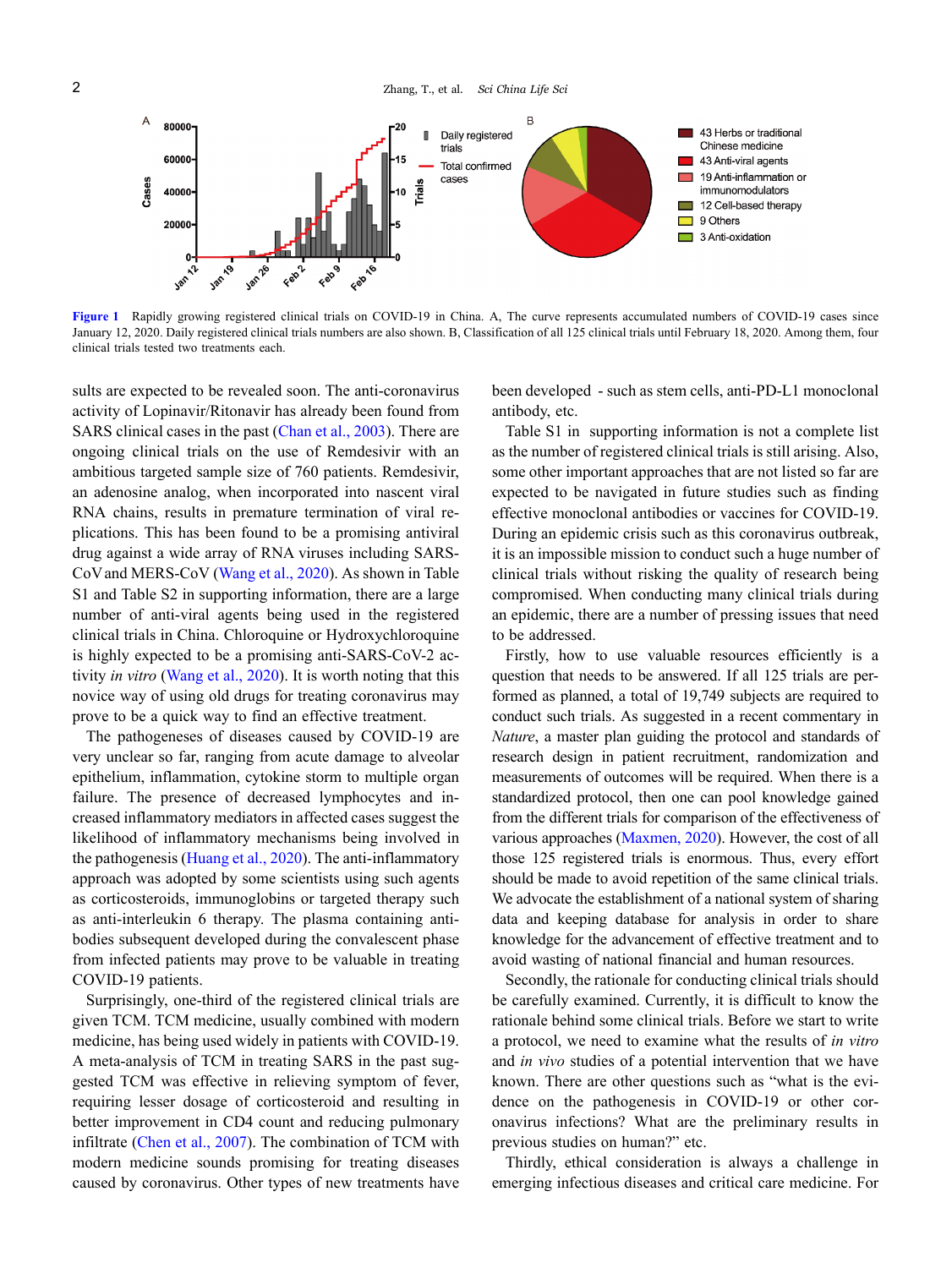Figure 1 Rapidly growing registered clinical trials on COVID-19 in China. A, The curve represents accumulated numbers of COVID-19 cases since January 12, 2020. Daily registered clinical trials numbers are also shown. B, Classification of all 125 clinical trials until February 18, 2020. Among them, four clinical trials tested two treatments each.

sults are expected to be revealed soon. The anti-coronavirus activity of Lopinavir/Ritonavir has already been found from SARS clinical cases in the past (Chan et al., 2003). There are ongoing clinical trials on the use of Remdesivir with an ambitious targeted sample size of 760 patients. Remdesivir, an adenosine analog, when incorporated into nascent viral RNA chains, results in premature termination of viral replications. This has been found to be a promising antiviral drug against a wide array of RNA viruses including SARS-CoV and MERS-CoV (Wang et al., 2020). As shown in Table S1 and Table S2 in supporting information, there are a large number of anti-viral agents being used in the registered clinical trials in China. Chloroquine or Hydroxychloroquine is highly expected to be a promising anti-SARS-CoV-2 activity *in vitro* (Wang et al., 2020). It is worth noting that this novice way of using old drugs for treating coronavirus may prove to be a quick way to find an effective treatment.

The pathogeneses of diseases caused by COVID-19 are very unclear so far, ranging from acute damage to alveolar epithelium, inflammation, cytokine storm to multiple organ failure. The presence of decreased lymphocytes and increased inflammatory mediators in affected cases suggest the likelihood of inflammatory mechanisms being involved in the pathogenesis (Huang et al., 2020). The anti-inflammatory approach was adopted by some scientists using such agents as corticosteroids, immunoglobins or targeted therapy such as anti-interleukin 6 therapy. The plasma containing antibodies subsequent developed during the convalescent phase from infected patients may prove to be valuable in treating COVID-19 patients.

Surprisingly, one-third of the registered clinical trials are given TCM. TCM medicine, usually combined with modern medicine, has being used widely in patients with COVID-19. A meta-analysis of TCM in treating SARS in the past suggested TCM was effective in relieving symptom of fever, requiring lesser dosage of corticosteroid and resulting in better improvement in CD4 count and reducing pulmonary infiltrate (Chen et al., 2007). The combination of TCM with modern medicine sounds promising for treating diseases caused by coronavirus. Other types of new treatments have been developed - such as stem cells, anti-PD-L1 monoclonal antibody, etc.

Table S1 in supporting information is not a complete list as the number of registered clinical trials is still arising. Also, some other important approaches that are not listed so far are expected to be navigated in future studies such as finding effective monoclonal antibodies or vaccines for COVID-19. During an epidemic crisis such as this coronavirus outbreak, it is an impossible mission to conduct such a huge number of clinical trials without risking the quality of research being compromised. When conducting many clinical trials during an epidemic, there are a number of pressing issues that need to be addressed.

Firstly, how to use valuable resources efficiently is a question that needs to be answered. If all 125 trials are performed as planned, a total of 19,749 subjects are required to conduct such trials. As suggested in a recent commentary in *Nature*, a master plan guiding the protocol and standards of research design in patient recruitment, randomization and measurements of outcomes will be required. When there is a standardized protocol, then one can pool knowledge gained from the different trials for comparison of the effectiveness of various approaches (Maxmen, 2020). However, the cost of all those 125 registered trials is enormous. Thus, every effort should be made to avoid repetition of the same clinical trials. We advocate the establishment of a national system of sharing data and keeping database for analysis in order to share knowledge for the advancement of effective treatment and to avoid wasting of national financial and human resources.

Secondly, the rationale for conducting clinical trials should be carefully examined. Currently, it is difficult to know the rationale behind some clinical trials. Before we start to write a protocol, we need to examine what the results of *in vitro* and *in vivo* studies of a potential intervention that we have known. There are other questions such as "what is the evidence on the pathogenesis in COVID-19 or other coronavirus infections? What are the preliminary results in previous studies on human?" etc.

Thirdly, ethical consideration is always a challenge in emerging infectious diseases and critical care medicine. For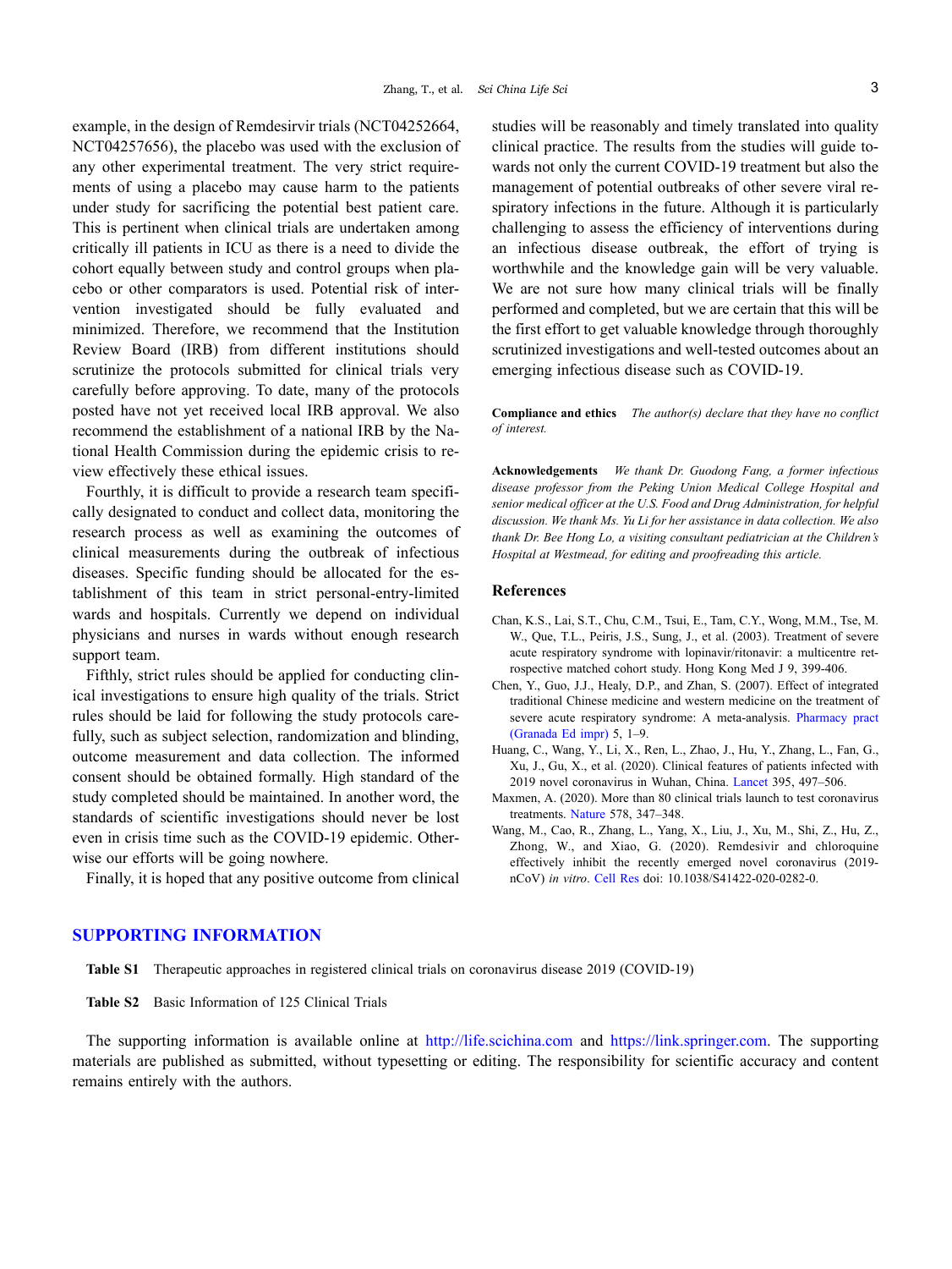example, in the design of Remdesirvir trials (NCT04252664, NCT04257656), the placebo was used with the exclusion of any other experimental treatment. The very strict requirements of using a placebo may cause harm to the patients under study for sacrificing the potential best patient care. This is pertinent when clinical trials are undertaken among critically ill patients in ICU as there is a need to divide the cohort equally between study and control groups when placebo or other comparators is used. Potential risk of intervention investigated should be fully evaluated and minimized. Therefore, we recommend that the Institution Review Board (IRB) from different institutions should scrutinize the protocols submitted for clinical trials very carefully before approving. To date, many of the protocols posted have not yet received local IRB approval. We also recommend the establishment of a national IRB by the National Health Commission during the epidemic crisis to review effectively these ethical issues.

Fourthly, it is difficult to provide a research team specifically designated to conduct and collect data, monitoring the research process as well as examining the outcomes of clinical measurements during the outbreak of infectious diseases. Specific funding should be allocated for the establishment of this team in strict personal-entry-limited wards and hospitals. Currently we depend on individual physicians and nurses in wards without enough research support team.

Fifthly, strict rules should be applied for conducting clinical investigations to ensure high quality of the trials. Strict rules should be laid for following the study protocols carefully, such as subject selection, randomization and blinding, outcome measurement and data collection. The informed consent should be obtained formally. High standard of the study completed should be maintained. In another word, the standards of scientific investigations should never be lost even in crisis time such as the COVID-19 epidemic. Otherwise our efforts will be going nowhere.

Finally, it is hoped that any positive outcome from clinical studies will be reasonably and timely translated into quality clinical practice. The results from the studies will guide towards not only the current COVID-19 treatment but also the management of potential outbreaks of other severe viral respiratory infections in the future. Although it is particularly challenging to assess the efficiency of interventions during an infectious disease outbreak, the effort of trying is worthwhile and the knowledge gain will be very valuable. We are not sure how many clinical trials will be finally performed and completed, but we are certain that this will be the first effort to get valuable knowledge through thoroughly scrutinized investigations and well-tested outcomes about an emerging infectious disease such as COVID-19.

**Compliance and ethics** *The author(s) declare that they have no conflict of interest.*

**Acknowledgements** *We thank Dr. Guodong Fang, a former infectious disease professor from the Peking Union Medical College Hospital and senior medical officer at the U.S. Food and Drug Administration, for helpful discussion. We thank Ms. Yu Li for her assistance in data collection. We also thank Dr. Bee Hong Lo, a visiting consultant pediatrician at the Children's Hospital at Westmead, for editing and proofreading this article.*

## References

Chan, K.S., Lai, S.T., Chu, C.M., Tsui, E., Tam, C.Y., Wong, M.M., Tse, M. W., Que, T.L., Peiris, J.S., Sung, J., et al. (2003). Treatment of severe acute respiratory syndrome with lopinavir/ritonavir: a multicentre retrospective matched cohort study. Hong Kong Med J 9, 399-406.

Chen, Y., Guo, J.J., Healy, D.P., and Zhan, S. (2007). Effect of integrated traditional Chinese medicine and western medicine on the treatment of severe acute respiratory syndrome: A meta-analysis. Pharmacy pract (Granada Ed impr) 5, 1–9.

Huang, C., Wang, Y., Li, X., Ren, L., Zhao, J., Hu, Y., Zhang, L., Fan, G., Xu, J., Gu, X., et al. (2020). Clinical features of patients infected with 2019 novel coronavirus in Wuhan, China. Lancet 395, 497–506.

Maxmen, A. (2020). More than 80 clinical trials launch to test coronavirus treatments. Nature 578, 347–348.

Wang, M., Cao, R., Zhang, L., Yang, X., Liu, J., Xu, M., Shi, Z., Hu, Z., Zhong, W., and Xiao, G. (2020). Remdesivir and chloroquine effectively inhibit the recently emerged novel coronavirus (2019-nCoV) *in vitro*. Cell Res doi: 10.1038/S41422-020-0282-0.

## SUPPORTING INFORMATION

**Table S1** Therapeutic approaches in registered clinical trials on coronavirus disease 2019 (COVID-19)

**Table S2** Basic Information of 125 Clinical Trials

The supporting information is available online at http://life.scichina.com and https://link.springer.com. The supporting materials are published as submitted, without typesetting or editing. The responsibility for scientific accuracy and content remains entirely with the authors.